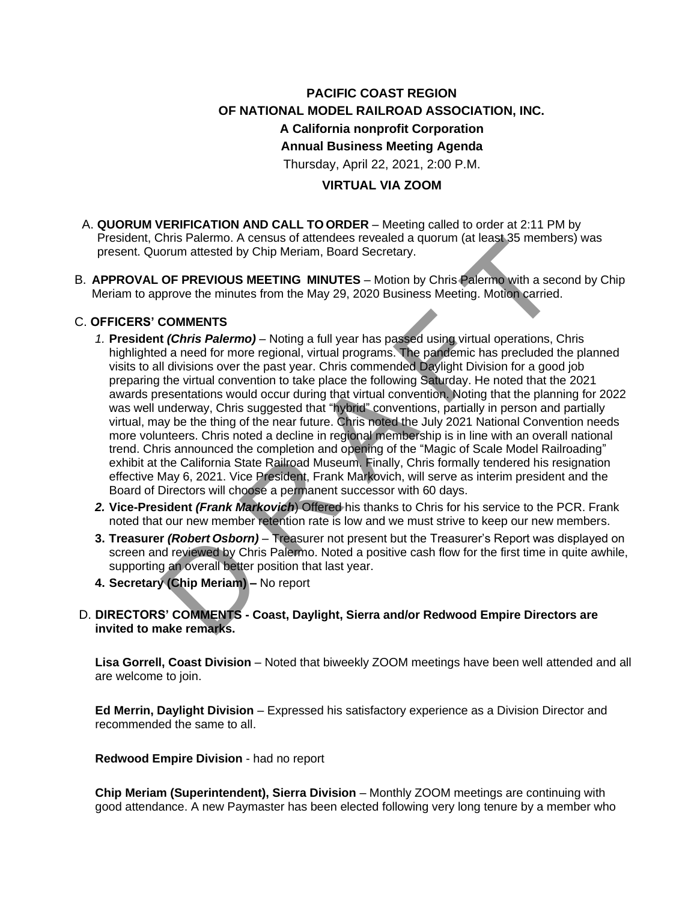# PACIFIC COAST REGION
# OF NATIONAL MODEL RAILROAD ASSOCIATION, INC.
## A California nonprofit Corporation
## Annual Business Meeting Agenda

Thursday, April 22, 2021, 2:00 P.M.

**VIRTUAL VIA ZOOM**

A. **QUORUM VERIFICATION AND CALL TO ORDER** – Meeting called to order at 2:11 PM by President, Chris Palermo. A census of attendees revealed a quorum (at least 35 members) was present. Quorum attested by Chip Meriam, Board Secretary.

B. **APPROVAL OF PREVIOUS MEETING MINUTES** – Motion by Chris Palermo with a second by Chip Meriam to approve the minutes from the May 29, 2020 Business Meeting. Motion carried.

C. **OFFICERS' COMMENTS**

1. **President *(Chris Palermo)*** – Noting a full year has passed using virtual operations, Chris highlighted a need for more regional, virtual programs. The pandemic has precluded the planned visits to all divisions over the past year. Chris commended Daylight Division for a good job preparing the virtual convention to take place the following Saturday. He noted that the 2021 awards presentations would occur during that virtual convention. Noting that the planning for 2022 was well underway, Chris suggested that "hybrid" conventions, partially in person and partially virtual, may be the thing of the near future. Chris noted the July 2021 National Convention needs more volunteers. Chris noted a decline in regional membership is in line with an overall national trend. Chris announced the completion and opening of the "Magic of Scale Model Railroading" exhibit at the California State Railroad Museum. Finally, Chris formally tendered his resignation effective May 6, 2021. Vice President, Frank Markovich, will serve as interim president and the Board of Directors will choose a permanent successor with 60 days.
2. **Vice-President *(Frank Markovich)*** Offered his thanks to Chris for his service to the PCR. Frank noted that our new member retention rate is low and we must strive to keep our new members.
3. **Treasurer *(Robert Osborn)*** – Treasurer not present but the Treasurer's Report was displayed on screen and reviewed by Chris Palermo. Noted a positive cash flow for the first time in quite awhile, supporting an overall better position that last year.
4. **Secretary (Chip Meriam) –** No report

D. **DIRECTORS' COMMENTS - Coast, Daylight, Sierra and/or Redwood Empire Directors are invited to make remarks.**

**Lisa Gorrell, Coast Division** – Noted that biweekly ZOOM meetings have been well attended and all are welcome to join.

**Ed Merrin, Daylight Division** – Expressed his satisfactory experience as a Division Director and recommended the same to all.

**Redwood Empire Division** - had no report

**Chip Meriam (Superintendent), Sierra Division** – Monthly ZOOM meetings are continuing with good attendance. A new Paymaster has been elected following very long tenure by a member who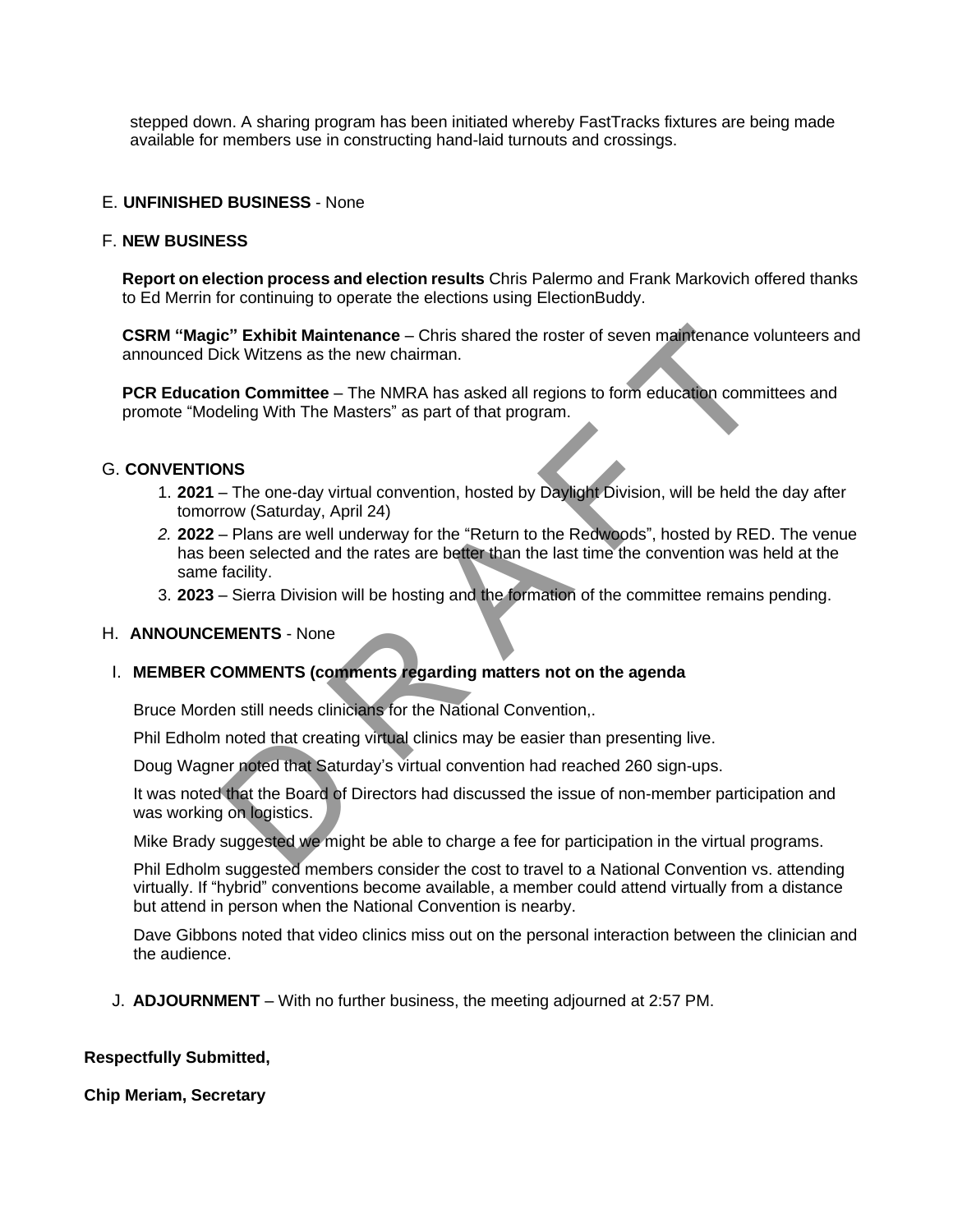stepped down. A sharing program has been initiated whereby FastTracks fixtures are being made available for members use in constructing hand-laid turnouts and crossings.

E. **UNFINISHED BUSINESS** - None

F. **NEW BUSINESS**

**Report on election process and election results** Chris Palermo and Frank Markovich offered thanks to Ed Merrin for continuing to operate the elections using ElectionBuddy.

**CSRM "Magic" Exhibit Maintenance** – Chris shared the roster of seven maintenance volunteers and announced Dick Witzens as the new chairman.

**PCR Education Committee** – The NMRA has asked all regions to form education committees and promote "Modeling With The Masters" as part of that program.

G. **CONVENTIONS**

1. **2021** – The one-day virtual convention, hosted by Daylight Division, will be held the day after tomorrow (Saturday, April 24)
2. **2022** – Plans are well underway for the "Return to the Redwoods", hosted by RED. The venue has been selected and the rates are better than the last time the convention was held at the same facility.
3. **2023** – Sierra Division will be hosting and the formation of the committee remains pending.

H. **ANNOUNCEMENTS** - None

I. **MEMBER COMMENTS (comments regarding matters not on the agenda**

Bruce Morden still needs clinicians for the National Convention,.

Phil Edholm noted that creating virtual clinics may be easier than presenting live.

Doug Wagner noted that Saturday's virtual convention had reached 260 sign-ups.

It was noted that the Board of Directors had discussed the issue of non-member participation and was working on logistics.

Mike Brady suggested we might be able to charge a fee for participation in the virtual programs.

Phil Edholm suggested members consider the cost to travel to a National Convention vs. attending virtually. If "hybrid" conventions become available, a member could attend virtually from a distance but attend in person when the National Convention is nearby.

Dave Gibbons noted that video clinics miss out on the personal interaction between the clinician and the audience.

J. **ADJOURNMENT** – With no further business, the meeting adjourned at 2:57 PM.

**Respectfully Submitted,**

**Chip Meriam, Secretary**